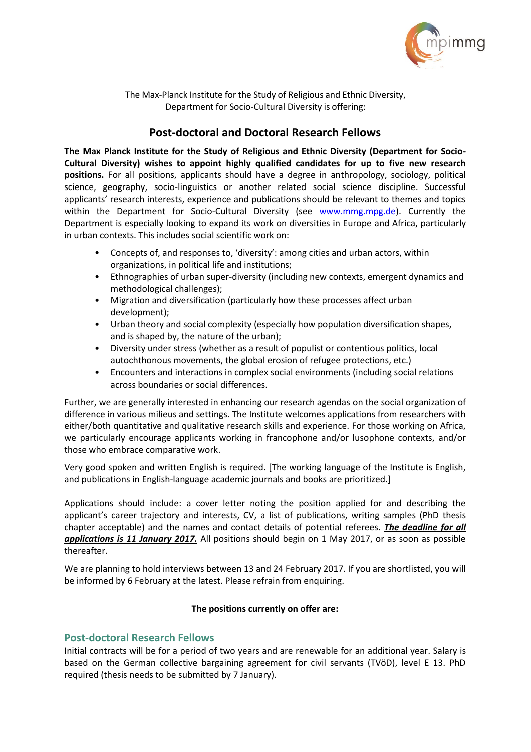The Max-Planck Institute for the Study of Religious and Ethnic Diversity,
Department for Socio-Cultural Diversity is offering:

# Post-doctoral and Doctoral Research Fellows

**The Max Planck Institute for the Study of Religious and Ethnic Diversity (Department for Socio-Cultural Diversity) wishes to appoint highly qualified candidates for up to five new research positions.** For all positions, applicants should have a degree in anthropology, sociology, political science, geography, socio-linguistics or another related social science discipline. Successful applicants' research interests, experience and publications should be relevant to themes and topics within the Department for Socio-Cultural Diversity (see www.mmg.mpg.de). Currently the Department is especially looking to expand its work on diversities in Europe and Africa, particularly in urban contexts. This includes social scientific work on:

- Concepts of, and responses to, 'diversity': among cities and urban actors, within organizations, in political life and institutions;
- Ethnographies of urban super-diversity (including new contexts, emergent dynamics and methodological challenges);
- Migration and diversification (particularly how these processes affect urban development);
- Urban theory and social complexity (especially how population diversification shapes, and is shaped by, the nature of the urban);
- Diversity under stress (whether as a result of populist or contentious politics, local autochthonous movements, the global erosion of refugee protections, etc.)
- Encounters and interactions in complex social environments (including social relations across boundaries or social differences.

Further, we are generally interested in enhancing our research agendas on the social organization of difference in various milieus and settings. The Institute welcomes applications from researchers with either/both quantitative and qualitative research skills and experience. For those working on Africa, we particularly encourage applicants working in francophone and/or lusophone contexts, and/or those who embrace comparative work.

Very good spoken and written English is required. [The working language of the Institute is English, and publications in English-language academic journals and books are prioritized.]

Applications should include: a cover letter noting the position applied for and describing the applicant's career trajectory and interests, CV, a list of publications, writing samples (PhD thesis chapter acceptable) and the names and contact details of potential referees. ***The deadline for all applications is 11 January 2017.*** All positions should begin on 1 May 2017, or as soon as possible thereafter.

We are planning to hold interviews between 13 and 24 February 2017. If you are shortlisted, you will be informed by 6 February at the latest. Please refrain from enquiring.

**The positions currently on offer are:**

## Post-doctoral Research Fellows

Initial contracts will be for a period of two years and are renewable for an additional year. Salary is based on the German collective bargaining agreement for civil servants (TVöD), level E 13. PhD required (thesis needs to be submitted by 7 January).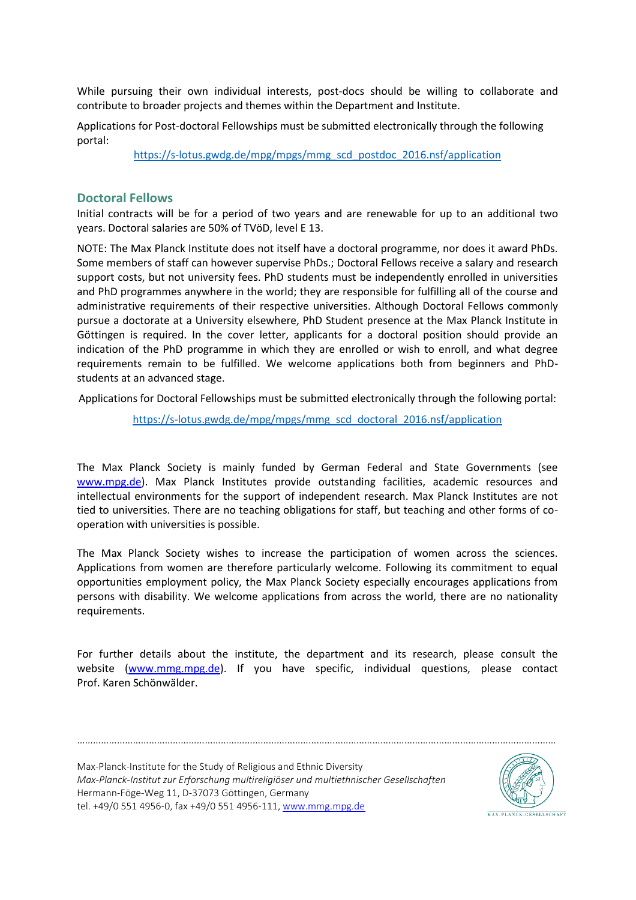While pursuing their own individual interests, post-docs should be willing to collaborate and contribute to broader projects and themes within the Department and Institute.

Applications for Post-doctoral Fellowships must be submitted electronically through the following portal:

https://s-lotus.gwdg.de/mpg/mpgs/mmg_scd_postdoc_2016.nsf/application

## Doctoral Fellows

Initial contracts will be for a period of two years and are renewable for up to an additional two years. Doctoral salaries are 50% of TVöD, level E 13.

NOTE: The Max Planck Institute does not itself have a doctoral programme, nor does it award PhDs. Some members of staff can however supervise PhDs.; Doctoral Fellows receive a salary and research support costs, but not university fees. PhD students must be independently enrolled in universities and PhD programmes anywhere in the world; they are responsible for fulfilling all of the course and administrative requirements of their respective universities. Although Doctoral Fellows commonly pursue a doctorate at a University elsewhere, PhD Student presence at the Max Planck Institute in Göttingen is required. In the cover letter, applicants for a doctoral position should provide an indication of the PhD programme in which they are enrolled or wish to enroll, and what degree requirements remain to be fulfilled. We welcome applications both from beginners and PhD-students at an advanced stage.

Applications for Doctoral Fellowships must be submitted electronically through the following portal:

https://s-lotus.gwdg.de/mpg/mpgs/mmg_scd_doctoral_2016.nsf/application

The Max Planck Society is mainly funded by German Federal and State Governments (see www.mpg.de). Max Planck Institutes provide outstanding facilities, academic resources and intellectual environments for the support of independent research. Max Planck Institutes are not tied to universities. There are no teaching obligations for staff, but teaching and other forms of co-operation with universities is possible.

The Max Planck Society wishes to increase the participation of women across the sciences. Applications from women are therefore particularly welcome. Following its commitment to equal opportunities employment policy, the Max Planck Society especially encourages applications from persons with disability. We welcome applications from across the world, there are no nationality requirements.

For further details about the institute, the department and its research, please consult the website (www.mmg.mpg.de). If you have specific, individual questions, please contact Prof. Karen Schönwälder.

Max-Planck-Institute for the Study of Religious and Ethnic Diversity
*Max-Planck-Institut zur Erforschung multireligiöser und multiethnischer Gesellschaften*
Hermann-Föge-Weg 11, D-37073 Göttingen, Germany
tel. +49/0 551 4956-0, fax +49/0 551 4956-111, www.mmg.mpg.de

MAX-PLANCK-GESELLSCHAFT